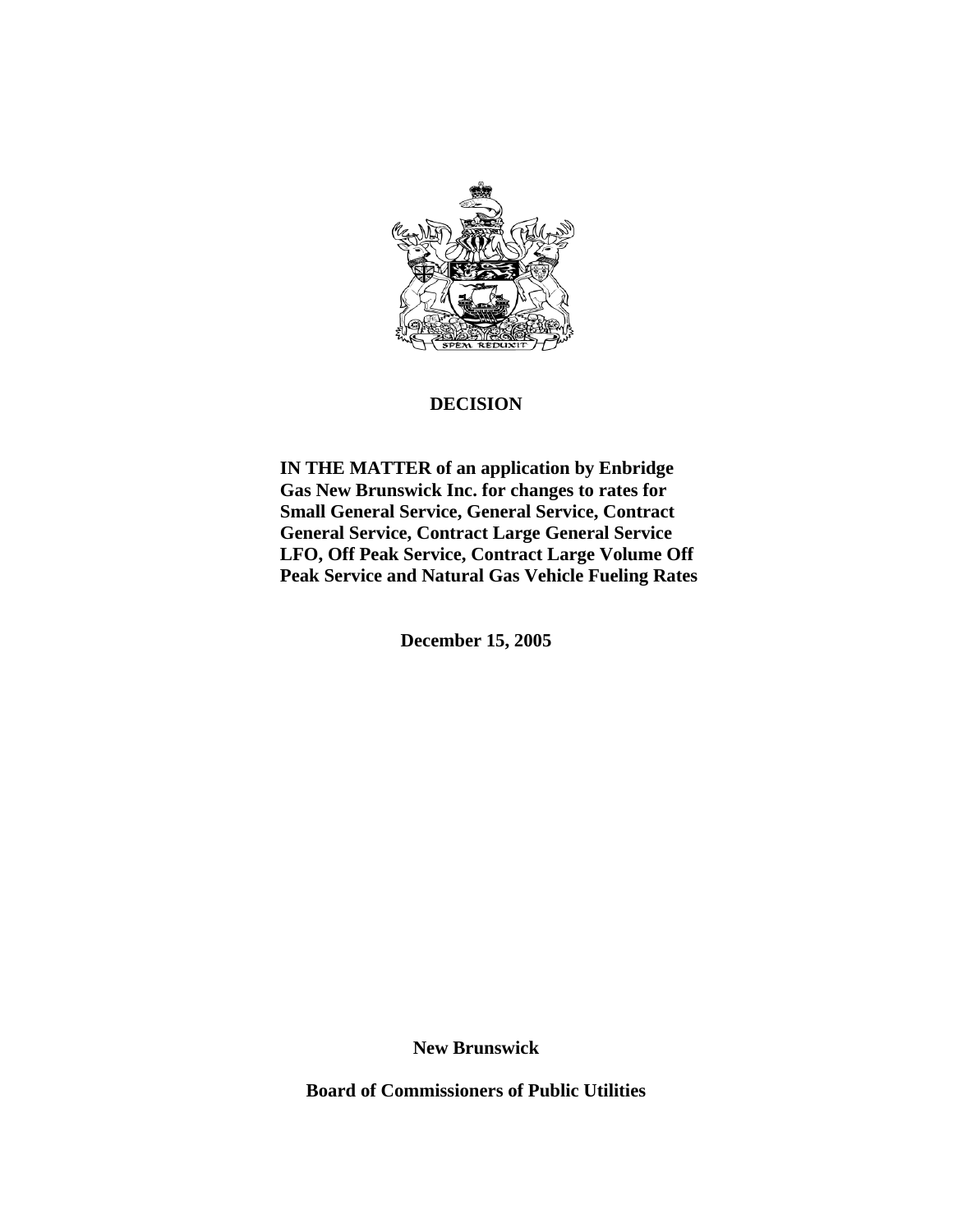# DECISION

**IN THE MATTER of an application by Enbridge Gas New Brunswick Inc. for changes to rates for Small General Service, General Service, Contract General Service, Contract Large General Service LFO, Off Peak Service, Contract Large Volume Off Peak Service and Natural Gas Vehicle Fueling Rates**

**December 15, 2005**

**New Brunswick**

**Board of Commissioners of Public Utilities**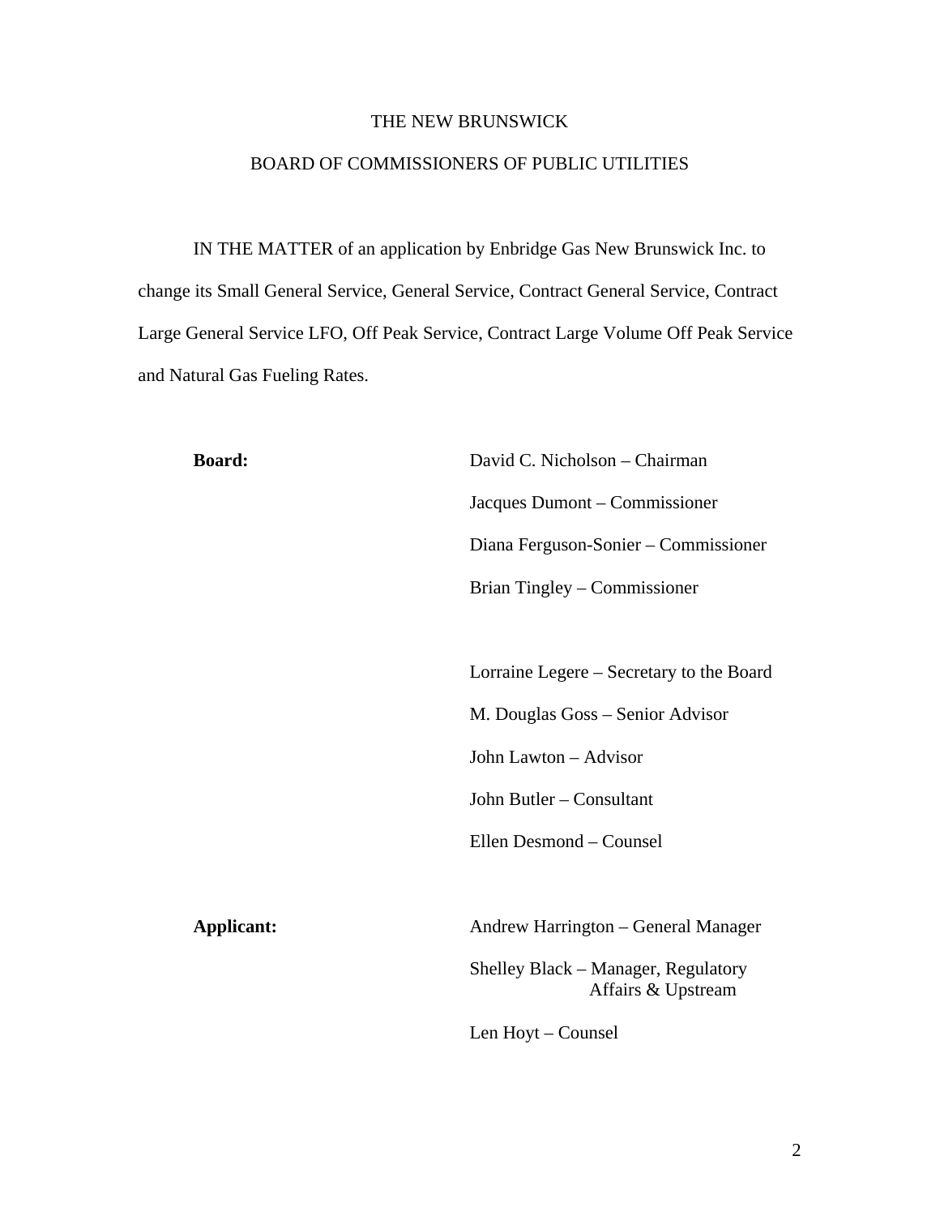THE NEW BRUNSWICK

BOARD OF COMMISSIONERS OF PUBLIC UTILITIES

IN THE MATTER of an application by Enbridge Gas New Brunswick Inc. to change its Small General Service, General Service, Contract General Service, Contract Large General Service LFO, Off Peak Service, Contract Large Volume Off Peak Service and Natural Gas Fueling Rates.

**Board:**

David C. Nicholson – Chairman

Jacques Dumont – Commissioner

Diana Ferguson-Sonier – Commissioner

Brian Tingley – Commissioner

Lorraine Legere – Secretary to the Board

M. Douglas Goss – Senior Advisor

John Lawton – Advisor

John Butler – Consultant

Ellen Desmond – Counsel

**Applicant:**

Andrew Harrington – General Manager

Shelley Black – Manager, Regulatory Affairs & Upstream

Len Hoyt – Counsel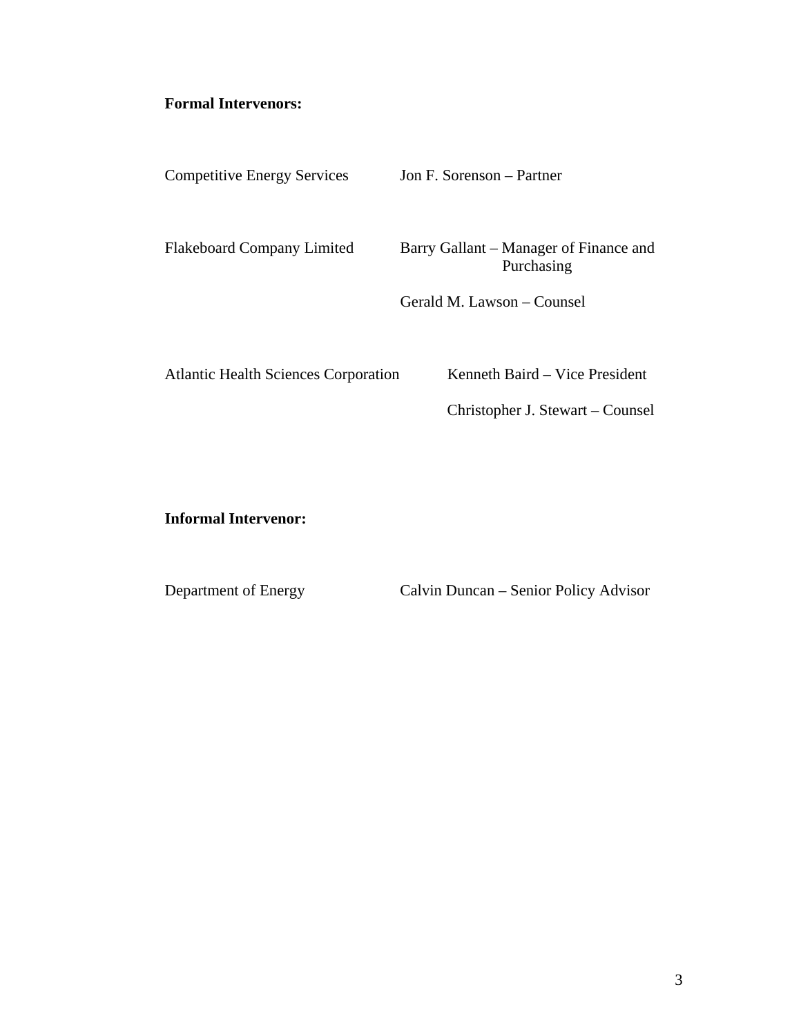**Formal Intervenors:**

| | |
|---|---|
| Competitive Energy Services | Jon F. Sorenson – Partner |
| Flakeboard Company Limited | Barry Gallant – Manager of Finance and Purchasing |
| | Gerald M. Lawson – Counsel |
| Atlantic Health Sciences Corporation | Kenneth Baird – Vice President |
| | Christopher J. Stewart – Counsel |

**Informal Intervenor:**

| | |
|---|---|
| Department of Energy | Calvin Duncan – Senior Policy Advisor |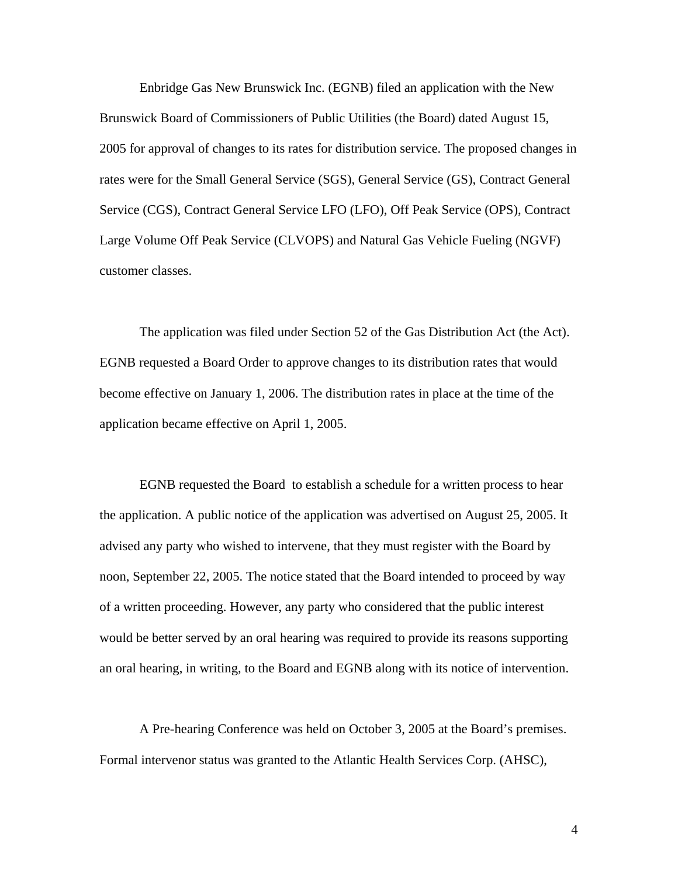Enbridge Gas New Brunswick Inc. (EGNB) filed an application with the New Brunswick Board of Commissioners of Public Utilities (the Board) dated August 15, 2005 for approval of changes to its rates for distribution service. The proposed changes in rates were for the Small General Service (SGS), General Service (GS), Contract General Service (CGS), Contract General Service LFO (LFO), Off Peak Service (OPS), Contract Large Volume Off Peak Service (CLVOPS) and Natural Gas Vehicle Fueling (NGVF) customer classes.

The application was filed under Section 52 of the Gas Distribution Act (the Act). EGNB requested a Board Order to approve changes to its distribution rates that would become effective on January 1, 2006. The distribution rates in place at the time of the application became effective on April 1, 2005.

EGNB requested the Board to establish a schedule for a written process to hear the application. A public notice of the application was advertised on August 25, 2005. It advised any party who wished to intervene, that they must register with the Board by noon, September 22, 2005. The notice stated that the Board intended to proceed by way of a written proceeding. However, any party who considered that the public interest would be better served by an oral hearing was required to provide its reasons supporting an oral hearing, in writing, to the Board and EGNB along with its notice of intervention.

A Pre-hearing Conference was held on October 3, 2005 at the Board's premises. Formal intervenor status was granted to the Atlantic Health Services Corp. (AHSC),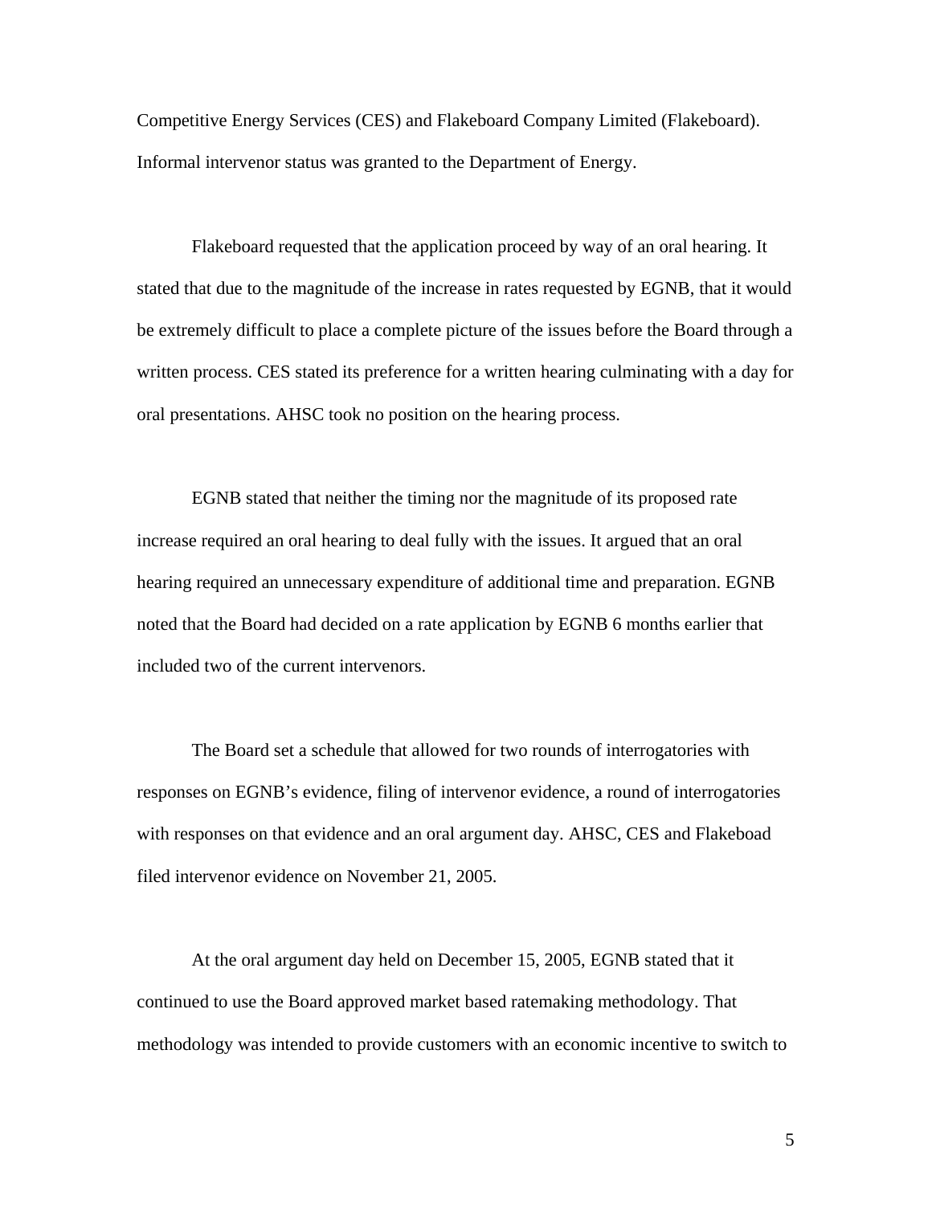Competitive Energy Services (CES) and Flakeboard Company Limited (Flakeboard). Informal intervenor status was granted to the Department of Energy.

Flakeboard requested that the application proceed by way of an oral hearing. It stated that due to the magnitude of the increase in rates requested by EGNB, that it would be extremely difficult to place a complete picture of the issues before the Board through a written process. CES stated its preference for a written hearing culminating with a day for oral presentations. AHSC took no position on the hearing process.

EGNB stated that neither the timing nor the magnitude of its proposed rate increase required an oral hearing to deal fully with the issues. It argued that an oral hearing required an unnecessary expenditure of additional time and preparation. EGNB noted that the Board had decided on a rate application by EGNB 6 months earlier that included two of the current intervenors.

The Board set a schedule that allowed for two rounds of interrogatories with responses on EGNB's evidence, filing of intervenor evidence, a round of interrogatories with responses on that evidence and an oral argument day. AHSC, CES and Flakeboad filed intervenor evidence on November 21, 2005.

At the oral argument day held on December 15, 2005, EGNB stated that it continued to use the Board approved market based ratemaking methodology. That methodology was intended to provide customers with an economic incentive to switch to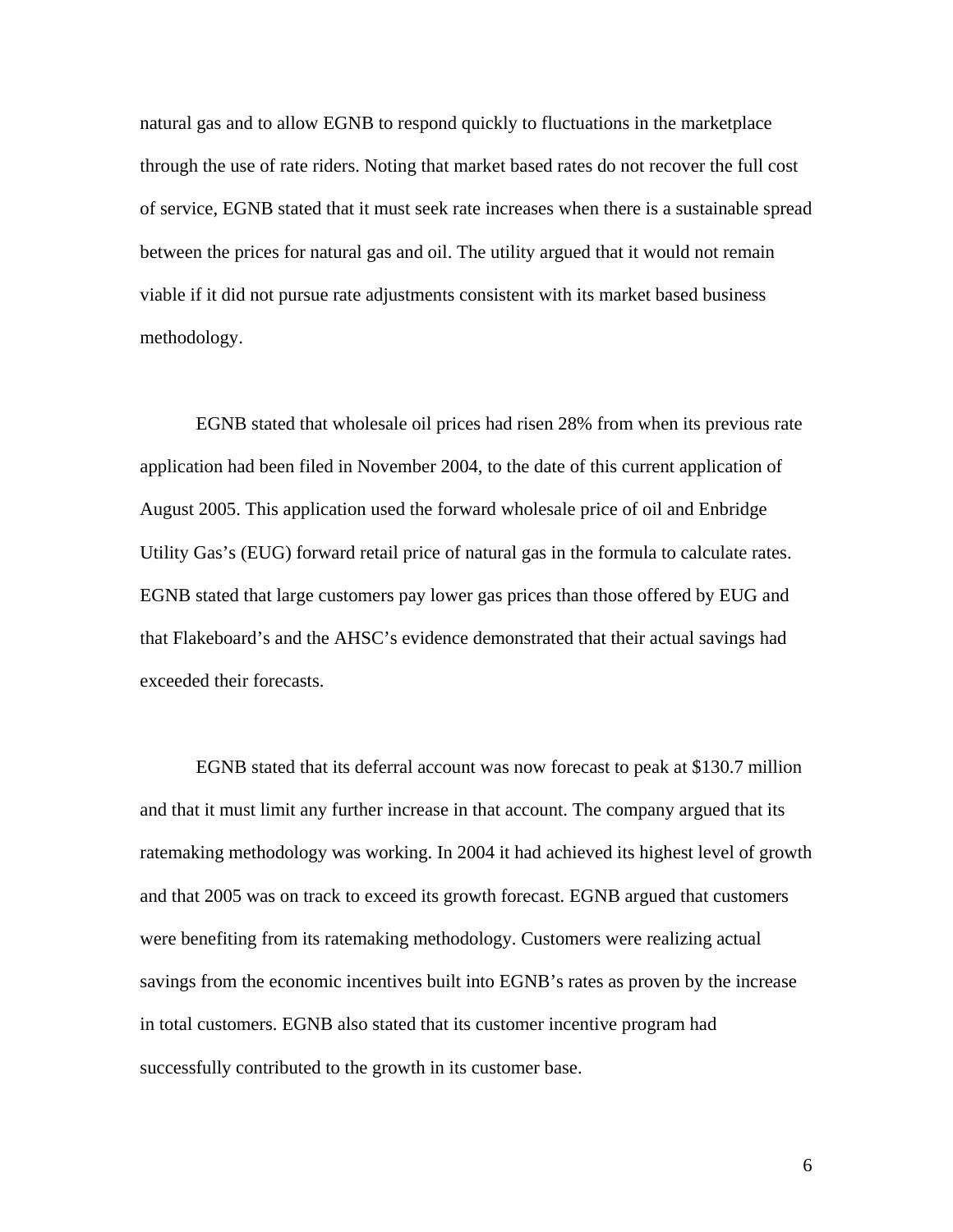natural gas and to allow EGNB to respond quickly to fluctuations in the marketplace through the use of rate riders. Noting that market based rates do not recover the full cost of service, EGNB stated that it must seek rate increases when there is a sustainable spread between the prices for natural gas and oil. The utility argued that it would not remain viable if it did not pursue rate adjustments consistent with its market based business methodology.

EGNB stated that wholesale oil prices had risen 28% from when its previous rate application had been filed in November 2004, to the date of this current application of August 2005. This application used the forward wholesale price of oil and Enbridge Utility Gas's (EUG) forward retail price of natural gas in the formula to calculate rates. EGNB stated that large customers pay lower gas prices than those offered by EUG and that Flakeboard's and the AHSC's evidence demonstrated that their actual savings had exceeded their forecasts.

EGNB stated that its deferral account was now forecast to peak at $130.7 million and that it must limit any further increase in that account. The company argued that its ratemaking methodology was working. In 2004 it had achieved its highest level of growth and that 2005 was on track to exceed its growth forecast. EGNB argued that customers were benefiting from its ratemaking methodology. Customers were realizing actual savings from the economic incentives built into EGNB's rates as proven by the increase in total customers. EGNB also stated that its customer incentive program had successfully contributed to the growth in its customer base.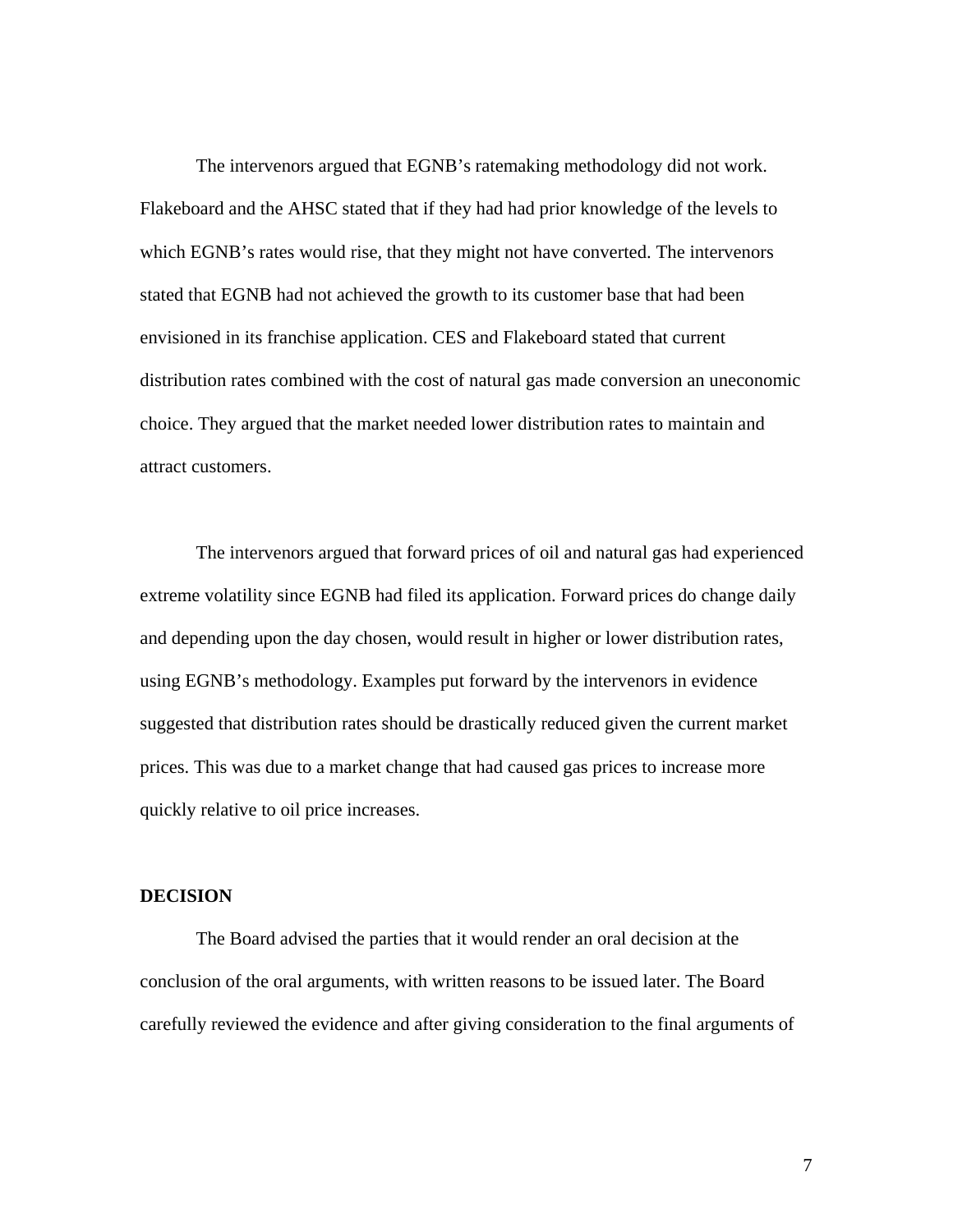The intervenors argued that EGNB's ratemaking methodology did not work. Flakeboard and the AHSC stated that if they had had prior knowledge of the levels to which EGNB's rates would rise, that they might not have converted. The intervenors stated that EGNB had not achieved the growth to its customer base that had been envisioned in its franchise application. CES and Flakeboard stated that current distribution rates combined with the cost of natural gas made conversion an uneconomic choice. They argued that the market needed lower distribution rates to maintain and attract customers.

The intervenors argued that forward prices of oil and natural gas had experienced extreme volatility since EGNB had filed its application. Forward prices do change daily and depending upon the day chosen, would result in higher or lower distribution rates, using EGNB's methodology. Examples put forward by the intervenors in evidence suggested that distribution rates should be drastically reduced given the current market prices. This was due to a market change that had caused gas prices to increase more quickly relative to oil price increases.

**DECISION**

The Board advised the parties that it would render an oral decision at the conclusion of the oral arguments, with written reasons to be issued later. The Board carefully reviewed the evidence and after giving consideration to the final arguments of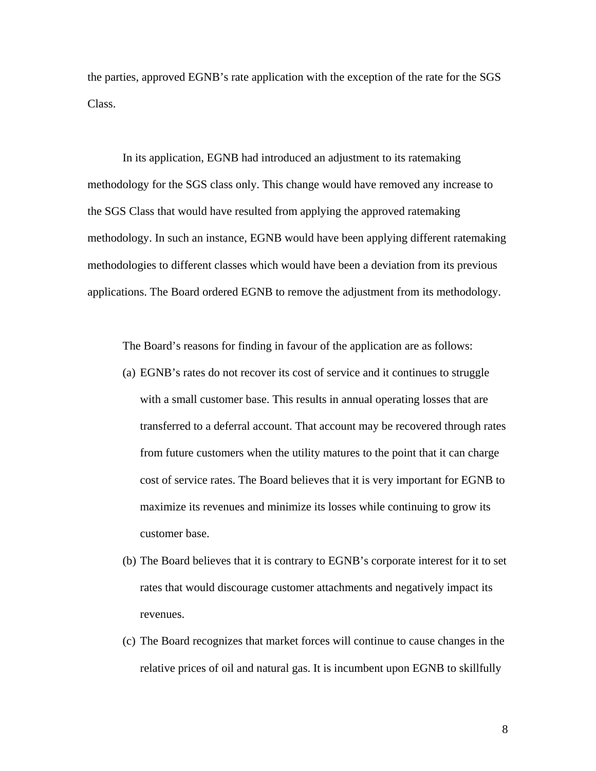the parties, approved EGNB's rate application with the exception of the rate for the SGS Class.

In its application, EGNB had introduced an adjustment to its ratemaking methodology for the SGS class only. This change would have removed any increase to the SGS Class that would have resulted from applying the approved ratemaking methodology. In such an instance, EGNB would have been applying different ratemaking methodologies to different classes which would have been a deviation from its previous applications. The Board ordered EGNB to remove the adjustment from its methodology.

The Board's reasons for finding in favour of the application are as follows:

(a) EGNB's rates do not recover its cost of service and it continues to struggle with a small customer base. This results in annual operating losses that are transferred to a deferral account. That account may be recovered through rates from future customers when the utility matures to the point that it can charge cost of service rates. The Board believes that it is very important for EGNB to maximize its revenues and minimize its losses while continuing to grow its customer base.

(b) The Board believes that it is contrary to EGNB's corporate interest for it to set rates that would discourage customer attachments and negatively impact its revenues.

(c) The Board recognizes that market forces will continue to cause changes in the relative prices of oil and natural gas. It is incumbent upon EGNB to skillfully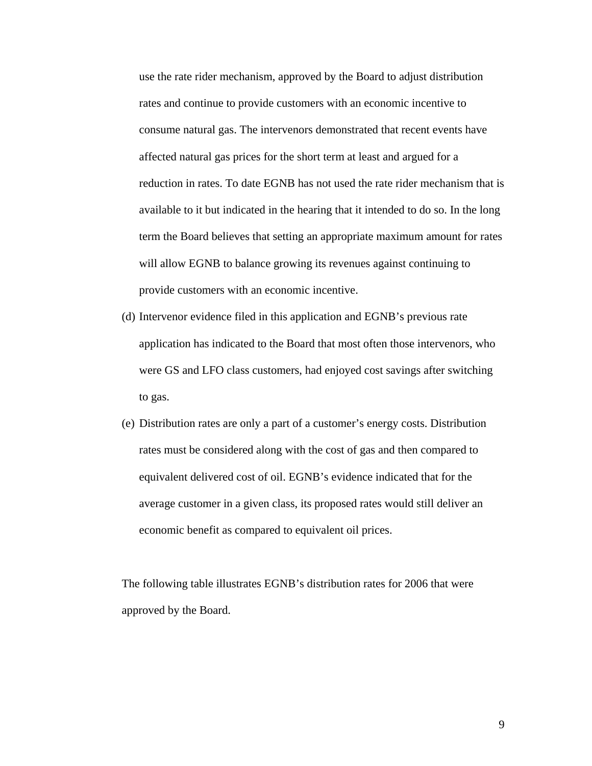use the rate rider mechanism, approved by the Board to adjust distribution rates and continue to provide customers with an economic incentive to consume natural gas. The intervenors demonstrated that recent events have affected natural gas prices for the short term at least and argued for a reduction in rates. To date EGNB has not used the rate rider mechanism that is available to it but indicated in the hearing that it intended to do so. In the long term the Board believes that setting an appropriate maximum amount for rates will allow EGNB to balance growing its revenues against continuing to provide customers with an economic incentive.

(d) Intervenor evidence filed in this application and EGNB's previous rate application has indicated to the Board that most often those intervenors, who were GS and LFO class customers, had enjoyed cost savings after switching to gas.

(e) Distribution rates are only a part of a customer's energy costs. Distribution rates must be considered along with the cost of gas and then compared to equivalent delivered cost of oil. EGNB's evidence indicated that for the average customer in a given class, its proposed rates would still deliver an economic benefit as compared to equivalent oil prices.

The following table illustrates EGNB's distribution rates for 2006 that were approved by the Board.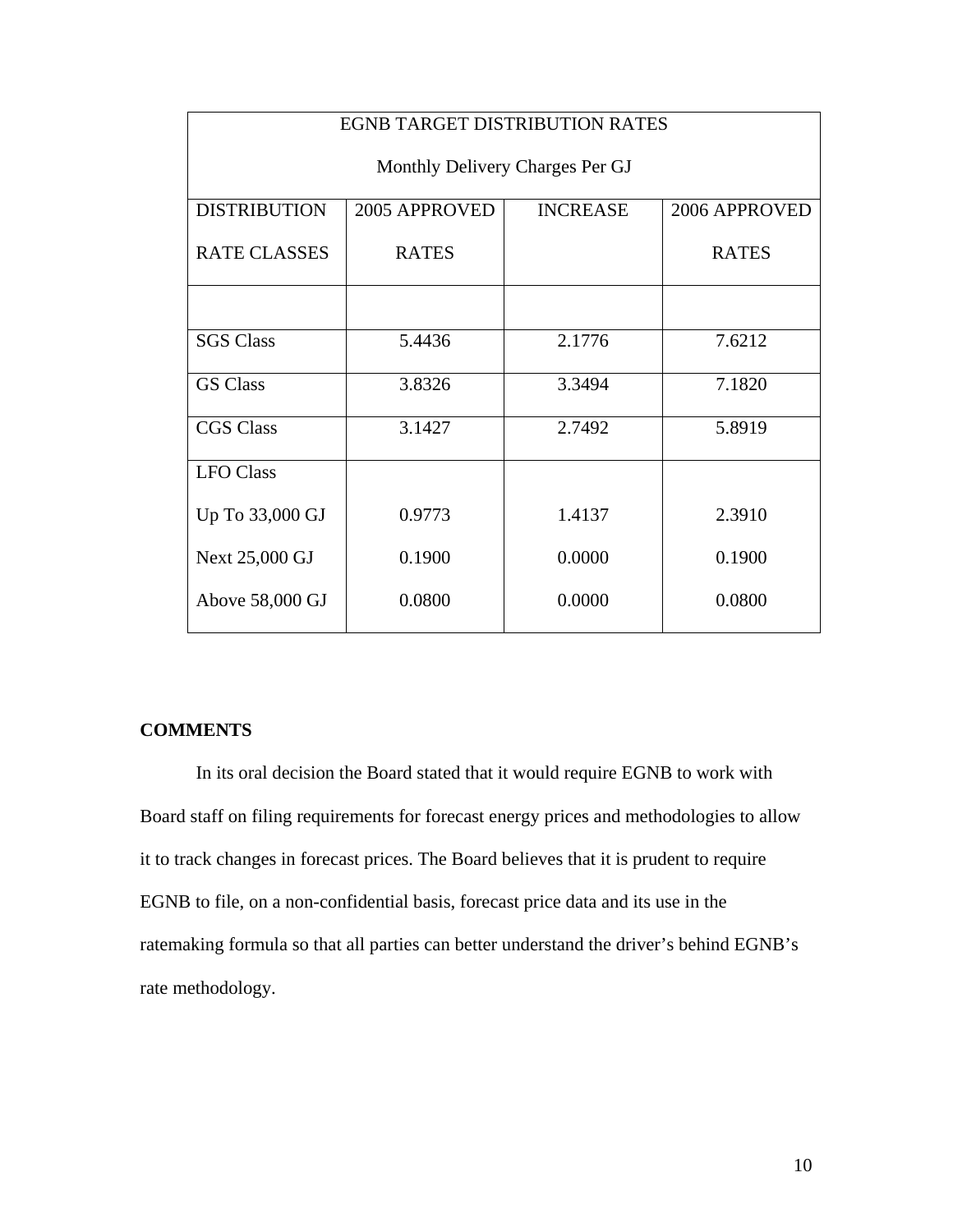| EGNB TARGET DISTRIBUTION RATES<br>Monthly Delivery Charges Per GJ | | | |
|---|---|---|---|
| DISTRIBUTION RATE CLASSES | 2005 APPROVED RATES | INCREASE | 2006 APPROVED RATES |
| | | | |
| SGS Class | 5.4436 | 2.1776 | 7.6212 |
| GS Class | 3.8326 | 3.3494 | 7.1820 |
| CGS Class | 3.1427 | 2.7492 | 5.8919 |
| LFO Class | | | |
| Up To 33,000 GJ | 0.9773 | 1.4137 | 2.3910 |
| Next 25,000 GJ | 0.1900 | 0.0000 | 0.1900 |
| Above 58,000 GJ | 0.0800 | 0.0000 | 0.0800 |

**COMMENTS**

In its oral decision the Board stated that it would require EGNB to work with Board staff on filing requirements for forecast energy prices and methodologies to allow it to track changes in forecast prices. The Board believes that it is prudent to require EGNB to file, on a non-confidential basis, forecast price data and its use in the ratemaking formula so that all parties can better understand the driver's behind EGNB's rate methodology.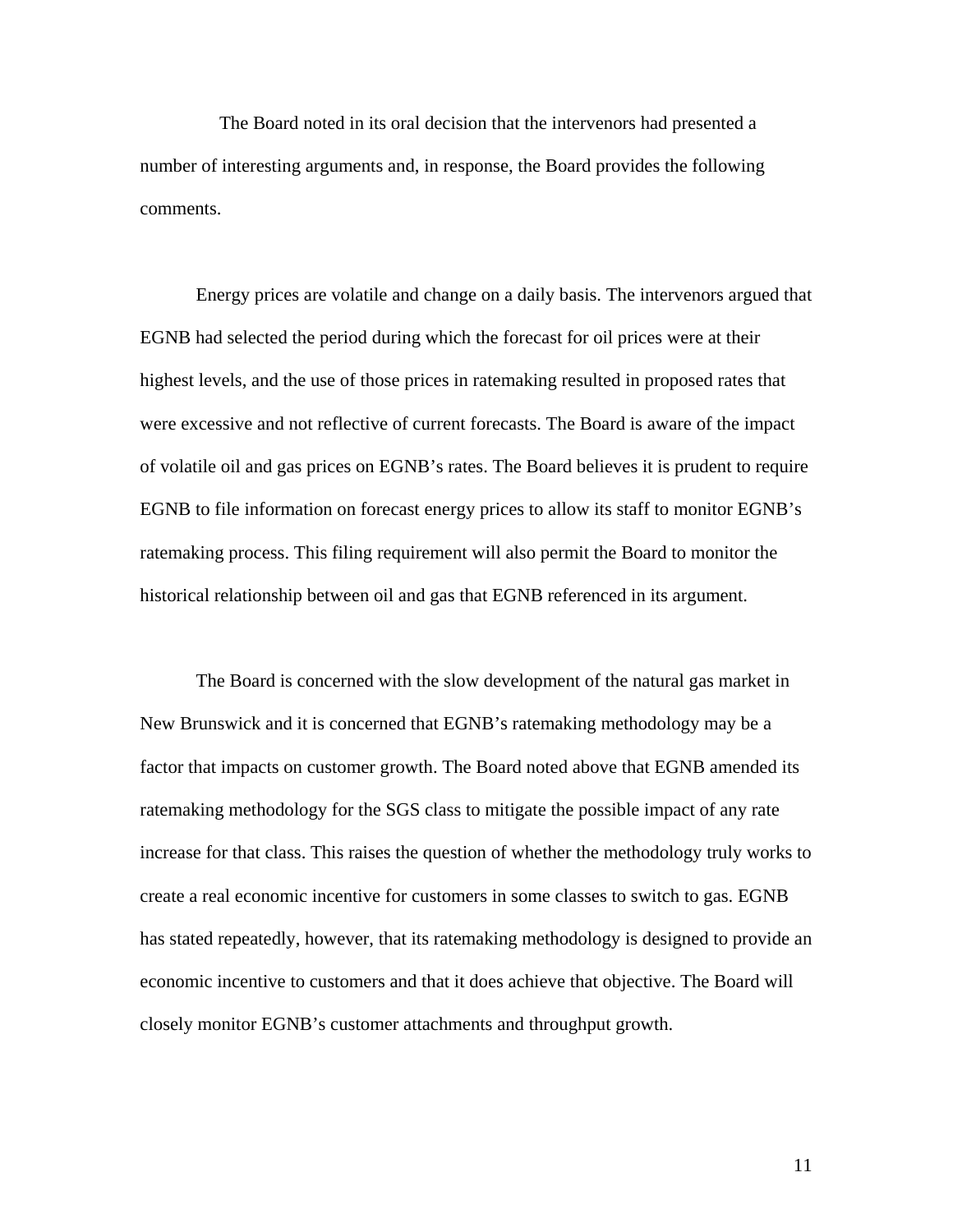The Board noted in its oral decision that the intervenors had presented a number of interesting arguments and, in response, the Board provides the following comments.

Energy prices are volatile and change on a daily basis. The intervenors argued that EGNB had selected the period during which the forecast for oil prices were at their highest levels, and the use of those prices in ratemaking resulted in proposed rates that were excessive and not reflective of current forecasts. The Board is aware of the impact of volatile oil and gas prices on EGNB's rates. The Board believes it is prudent to require EGNB to file information on forecast energy prices to allow its staff to monitor EGNB's ratemaking process. This filing requirement will also permit the Board to monitor the historical relationship between oil and gas that EGNB referenced in its argument.

The Board is concerned with the slow development of the natural gas market in New Brunswick and it is concerned that EGNB's ratemaking methodology may be a factor that impacts on customer growth. The Board noted above that EGNB amended its ratemaking methodology for the SGS class to mitigate the possible impact of any rate increase for that class. This raises the question of whether the methodology truly works to create a real economic incentive for customers in some classes to switch to gas. EGNB has stated repeatedly, however, that its ratemaking methodology is designed to provide an economic incentive to customers and that it does achieve that objective. The Board will closely monitor EGNB's customer attachments and throughput growth.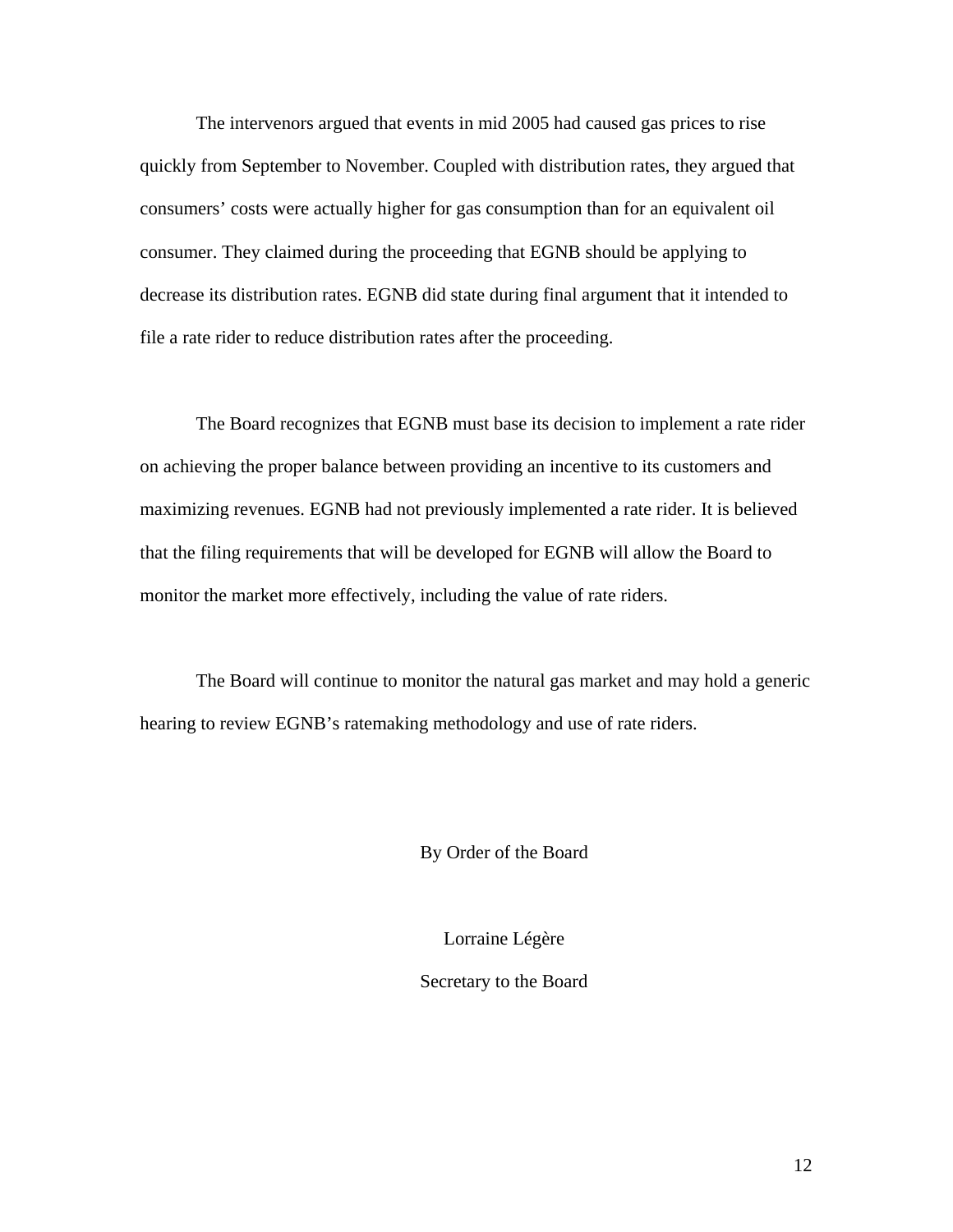The intervenors argued that events in mid 2005 had caused gas prices to rise quickly from September to November. Coupled with distribution rates, they argued that consumers' costs were actually higher for gas consumption than for an equivalent oil consumer. They claimed during the proceeding that EGNB should be applying to decrease its distribution rates. EGNB did state during final argument that it intended to file a rate rider to reduce distribution rates after the proceeding.

The Board recognizes that EGNB must base its decision to implement a rate rider on achieving the proper balance between providing an incentive to its customers and maximizing revenues. EGNB had not previously implemented a rate rider. It is believed that the filing requirements that will be developed for EGNB will allow the Board to monitor the market more effectively, including the value of rate riders.

The Board will continue to monitor the natural gas market and may hold a generic hearing to review EGNB's ratemaking methodology and use of rate riders.

By Order of the Board

Lorraine Légère

Secretary to the Board